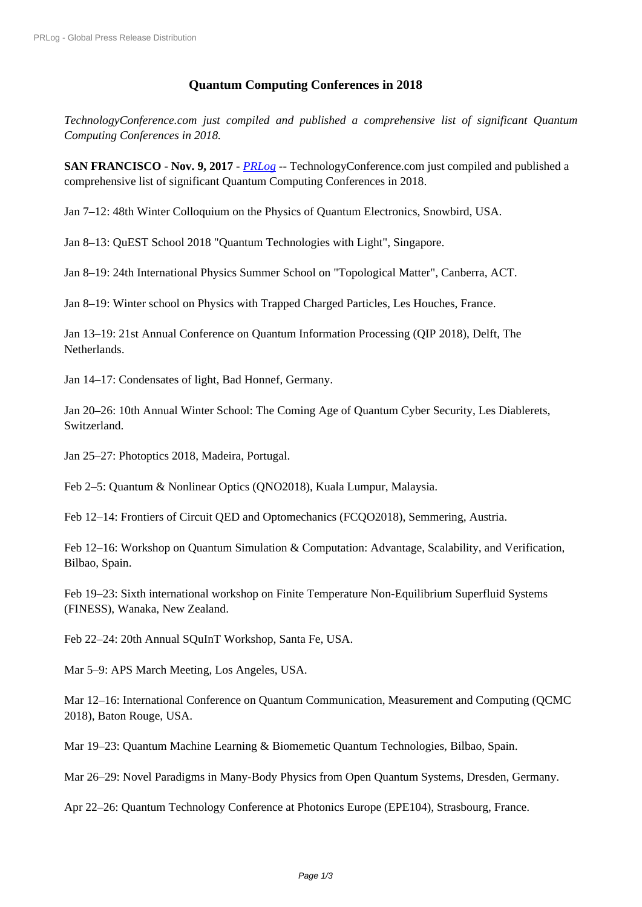# Quantum Computing Conferences in 2018

*TechnologyConference.com just compiled and published a comprehensive list of significant Quantum Computing Conferences in 2018.*

**SAN FRANCISCO** - **Nov. 9, 2017** - *PRLog* -- TechnologyConference.com just compiled and published a comprehensive list of significant Quantum Computing Conferences in 2018.

Jan 7–12: 48th Winter Colloquium on the Physics of Quantum Electronics, Snowbird, USA.

Jan 8–13: QuEST School 2018 "Quantum Technologies with Light", Singapore.

Jan 8–19: 24th International Physics Summer School on "Topological Matter", Canberra, ACT.

Jan 8–19: Winter school on Physics with Trapped Charged Particles, Les Houches, France.

Jan 13–19: 21st Annual Conference on Quantum Information Processing (QIP 2018), Delft, The Netherlands.

Jan 14–17: Condensates of light, Bad Honnef, Germany.

Jan 20–26: 10th Annual Winter School: The Coming Age of Quantum Cyber Security, Les Diablerets, Switzerland.

Jan 25–27: Photoptics 2018, Madeira, Portugal.

Feb 2–5: Quantum & Nonlinear Optics (QNO2018), Kuala Lumpur, Malaysia.

Feb 12–14: Frontiers of Circuit QED and Optomechanics (FCQO2018), Semmering, Austria.

Feb 12–16: Workshop on Quantum Simulation & Computation: Advantage, Scalability, and Verification, Bilbao, Spain.

Feb 19–23: Sixth international workshop on Finite Temperature Non-Equilibrium Superfluid Systems (FINESS), Wanaka, New Zealand.

Feb 22–24: 20th Annual SQuInT Workshop, Santa Fe, USA.

Mar 5–9: APS March Meeting, Los Angeles, USA.

Mar 12–16: International Conference on Quantum Communication, Measurement and Computing (QCMC 2018), Baton Rouge, USA.

Mar 19–23: Quantum Machine Learning & Biomemetic Quantum Technologies, Bilbao, Spain.

Mar 26–29: Novel Paradigms in Many-Body Physics from Open Quantum Systems, Dresden, Germany.

Apr 22–26: Quantum Technology Conference at Photonics Europe (EPE104), Strasbourg, France.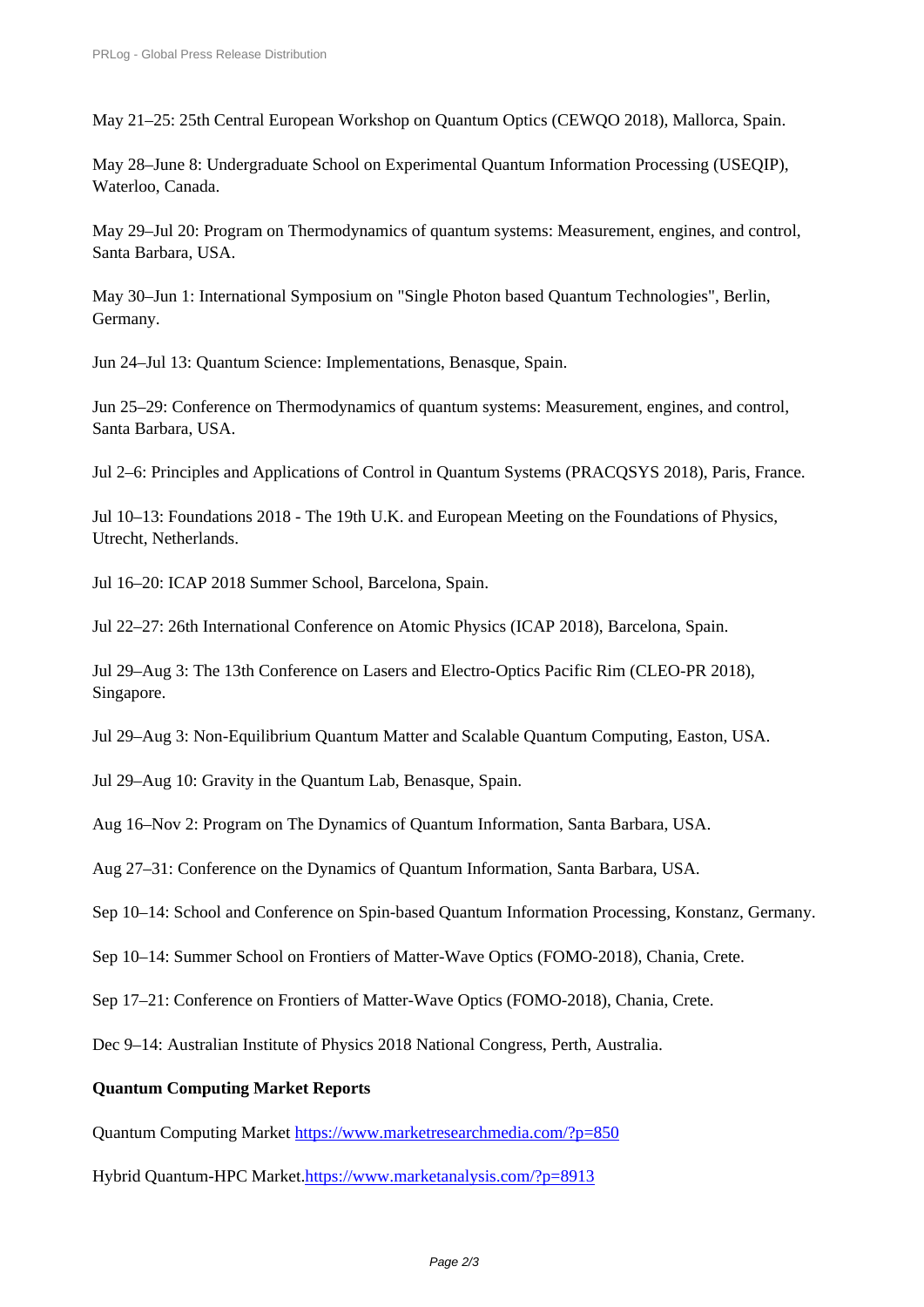May 21–25: 25th Central European Workshop on Quantum Optics (CEWQO 2018), Mallorca, Spain.

May 28–June 8: Undergraduate School on Experimental Quantum Information Processing (USEQIP), Waterloo, Canada.

May 29–Jul 20: Program on Thermodynamics of quantum systems: Measurement, engines, and control, Santa Barbara, USA.

May 30–Jun 1: International Symposium on "Single Photon based Quantum Technologies", Berlin, Germany.

Jun 24–Jul 13: Quantum Science: Implementations, Benasque, Spain.

Jun 25–29: Conference on Thermodynamics of quantum systems: Measurement, engines, and control, Santa Barbara, USA.

Jul 2–6: Principles and Applications of Control in Quantum Systems (PRACQSYS 2018), Paris, France.

Jul 10–13: Foundations 2018 - The 19th U.K. and European Meeting on the Foundations of Physics, Utrecht, Netherlands.

Jul 16–20: ICAP 2018 Summer School, Barcelona, Spain.

Jul 22–27: 26th International Conference on Atomic Physics (ICAP 2018), Barcelona, Spain.

Jul 29–Aug 3: The 13th Conference on Lasers and Electro-Optics Pacific Rim (CLEO-PR 2018), Singapore.

Jul 29–Aug 3: Non-Equilibrium Quantum Matter and Scalable Quantum Computing, Easton, USA.

Jul 29–Aug 10: Gravity in the Quantum Lab, Benasque, Spain.

Aug 16–Nov 2: Program on The Dynamics of Quantum Information, Santa Barbara, USA.

Aug 27–31: Conference on the Dynamics of Quantum Information, Santa Barbara, USA.

Sep 10–14: School and Conference on Spin-based Quantum Information Processing, Konstanz, Germany.

Sep 10–14: Summer School on Frontiers of Matter-Wave Optics (FOMO-2018), Chania, Crete.

Sep 17–21: Conference on Frontiers of Matter-Wave Optics (FOMO-2018), Chania, Crete.

Dec 9–14: Australian Institute of Physics 2018 National Congress, Perth, Australia.

**Quantum Computing Market Reports**

Quantum Computing Market https://www.marketresearchmedia.com/?p=850

Hybrid Quantum-HPC Market.https://www.marketanalysis.com/?p=8913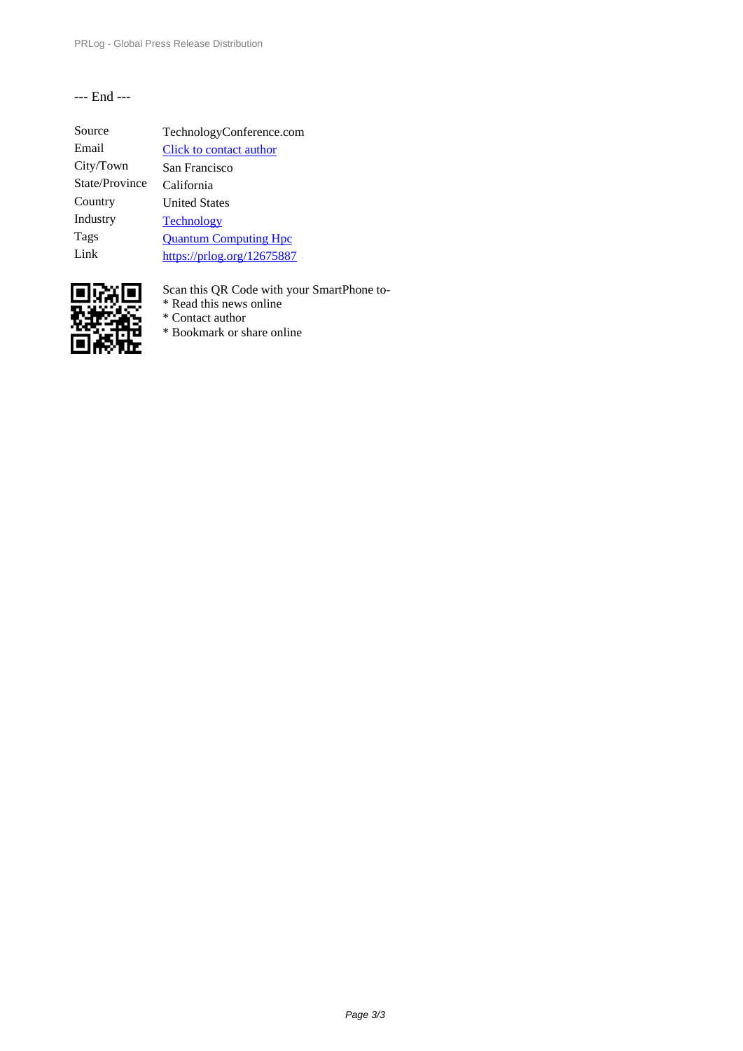--- End ---

| | |
|---|---|
| Source | TechnologyConference.com |
| Email | Click to contact author |
| City/Town | San Francisco |
| State/Province | California |
| Country | United States |
| Industry | Technology |
| Tags | Quantum Computing Hpc |
| Link | https://prlog.org/12675887 |

Scan this QR Code with your SmartPhone to-
* Read this news online
* Contact author
* Bookmark or share online